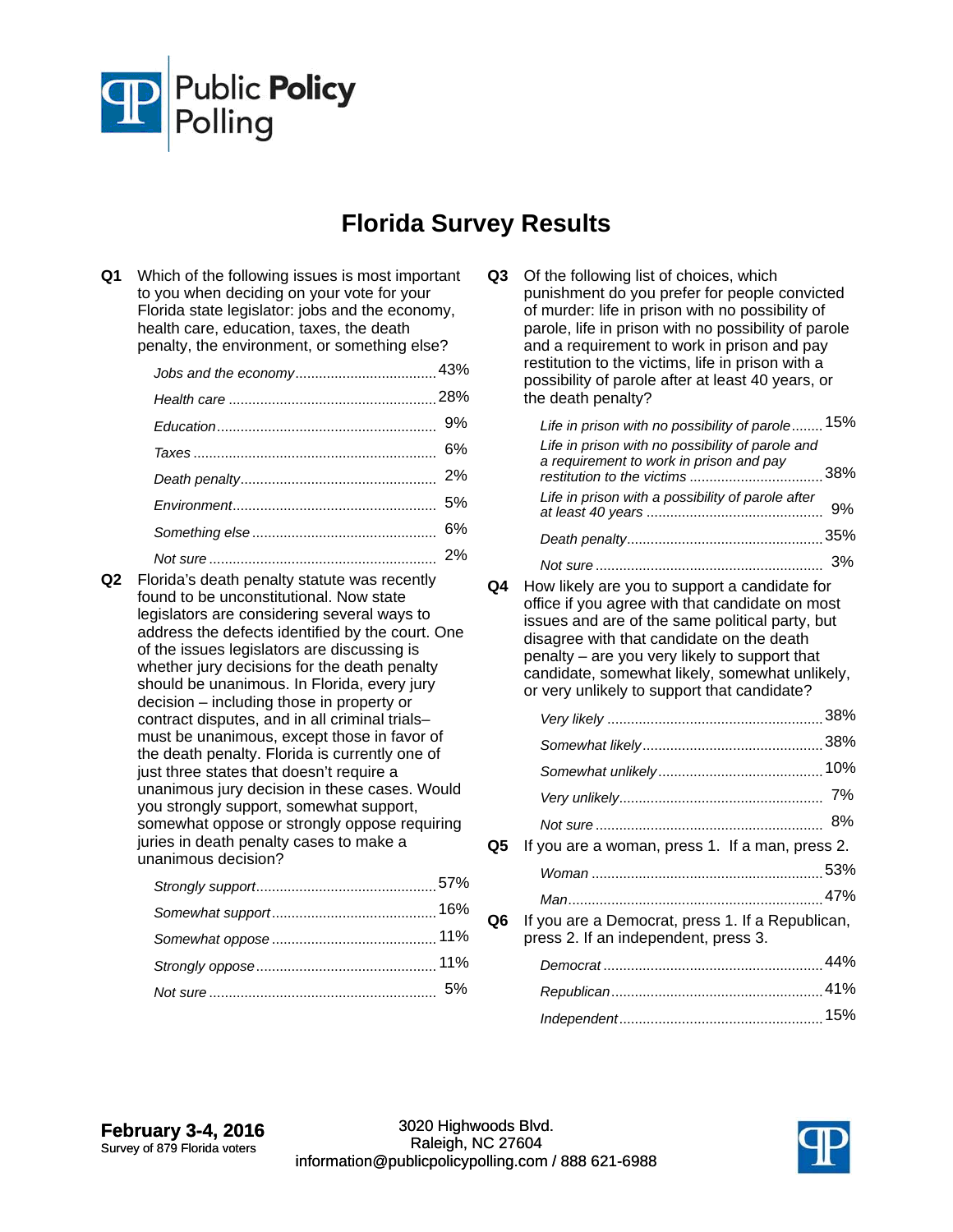# Florida Survey Results

**Q1** Which of the following issues is most important to you when deciding on your vote for your Florida state legislator: jobs and the economy, health care, education, taxes, the death penalty, the environment, or something else?

| | |
|---|---|
| *Jobs and the economy* | 43% |
| *Health care* | 28% |
| *Education* | 9% |
| *Taxes* | 6% |
| *Death penalty* | 2% |
| *Environment* | 5% |
| *Something else* | 6% |
| *Not sure* | 2% |

**Q2** Florida's death penalty statute was recently found to be unconstitutional. Now state legislators are considering several ways to address the defects identified by the court. One of the issues legislators are discussing is whether jury decisions for the death penalty should be unanimous. In Florida, every jury decision – including those in property or contract disputes, and in all criminal trials– must be unanimous, except those in favor of the death penalty. Florida is currently one of just three states that doesn't require a unanimous jury decision in these cases. Would you strongly support, somewhat support, somewhat oppose or strongly oppose requiring juries in death penalty cases to make a unanimous decision?

| | |
|---|---|
| *Strongly support* | 57% |
| *Somewhat support* | 16% |
| *Somewhat oppose* | 11% |
| *Strongly oppose* | 11% |
| *Not sure* | 5% |

**Q3** Of the following list of choices, which punishment do you prefer for people convicted of murder: life in prison with no possibility of parole, life in prison with no possibility of parole and a requirement to work in prison and pay restitution to the victims, life in prison with a possibility of parole after at least 40 years, or the death penalty?

| | |
|---|---|
| *Life in prison with no possibility of parole* | 15% |
| *Life in prison with no possibility of parole and a requirement to work in prison and pay restitution to the victims* | 38% |
| *Life in prison with a possibility of parole after at least 40 years* | 9% |
| *Death penalty* | 35% |
| *Not sure* | 3% |

**Q4** How likely are you to support a candidate for office if you agree with that candidate on most issues and are of the same political party, but disagree with that candidate on the death penalty – are you very likely to support that candidate, somewhat likely, somewhat unlikely, or very unlikely to support that candidate?

| | |
|---|---|
| *Very likely* | 38% |
| *Somewhat likely* | 38% |
| *Somewhat unlikely* | 10% |
| *Very unlikely* | 7% |
| *Not sure* | 8% |

**Q5** If you are a woman, press 1. If a man, press 2.

| | |
|---|---|
| *Woman* | 53% |
| *Man* | 47% |

**Q6** If you are a Democrat, press 1. If a Republican, press 2. If an independent, press 3.

| | |
|---|---|
| *Democrat* | 44% |
| *Republican* | 41% |
| *Independent* | 15% |

**February 3-4, 2016**
Survey of 879 Florida voters

3020 Highwoods Blvd.
Raleigh, NC 27604
information@publicpolicypolling.com / 888 621-6988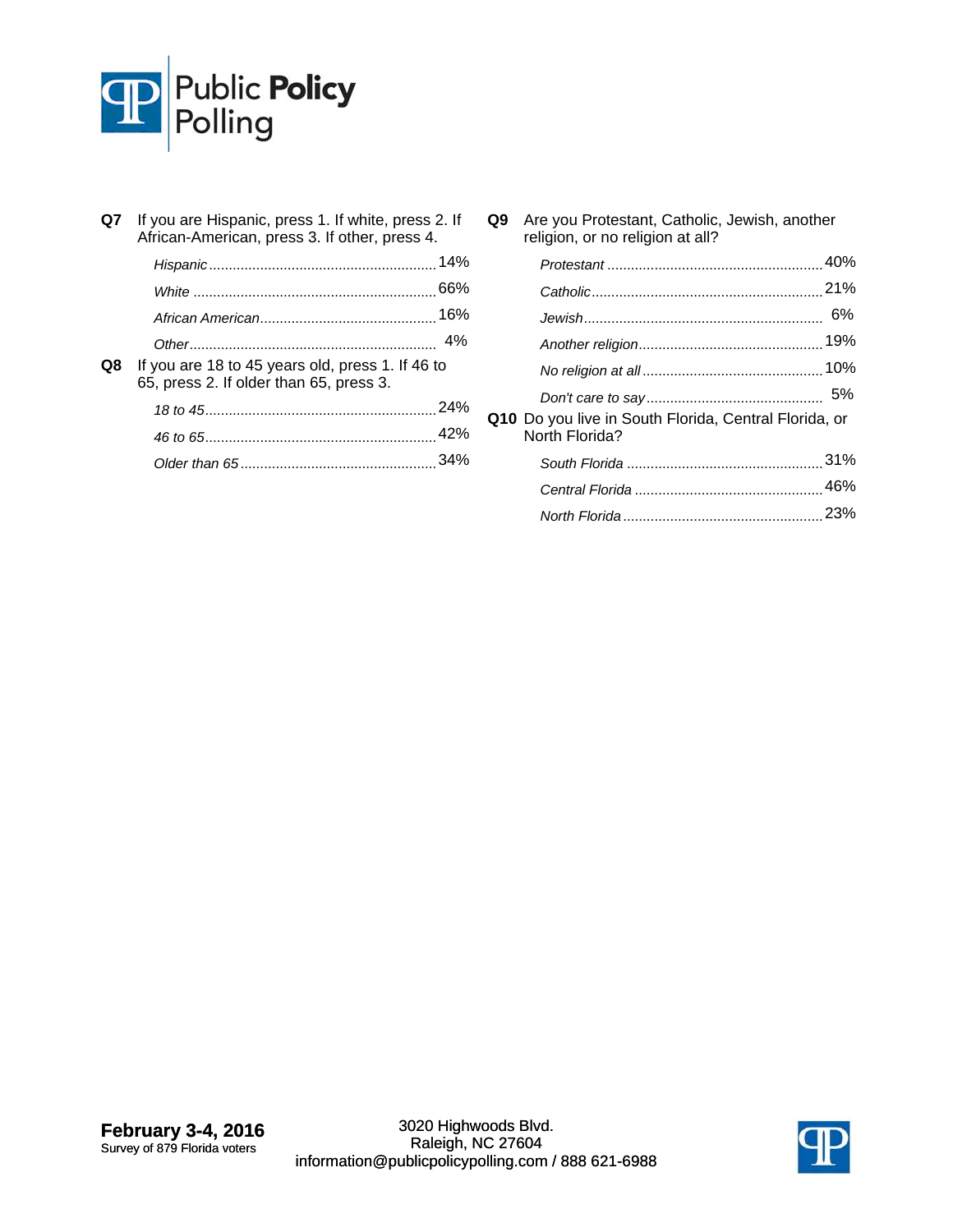**Q7** If you are Hispanic, press 1. If white, press 2. If African-American, press 3. If other, press 4.

| | |
|---|---|
| *Hispanic* | 14% |
| *White* | 66% |
| *African American* | 16% |
| *Other* | 4% |

**Q8** If you are 18 to 45 years old, press 1. If 46 to 65, press 2. If older than 65, press 3.

| | |
|---|---|
| *18 to 45* | 24% |
| *46 to 65* | 42% |
| *Older than 65* | 34% |

**Q9** Are you Protestant, Catholic, Jewish, another religion, or no religion at all?

| | |
|---|---|
| *Protestant* | 40% |
| *Catholic* | 21% |
| *Jewish* | 6% |
| *Another religion* | 19% |
| *No religion at all* | 10% |
| *Don't care to say* | 5% |

**Q10** Do you live in South Florida, Central Florida, or North Florida?

| | |
|---|---|
| *South Florida* | 31% |
| *Central Florida* | 46% |
| *North Florida* | 23% |

**February 3-4, 2016**
Survey of 879 Florida voters

3020 Highwoods Blvd.
Raleigh, NC 27604
information@publicpolicypolling.com / 888 621-6988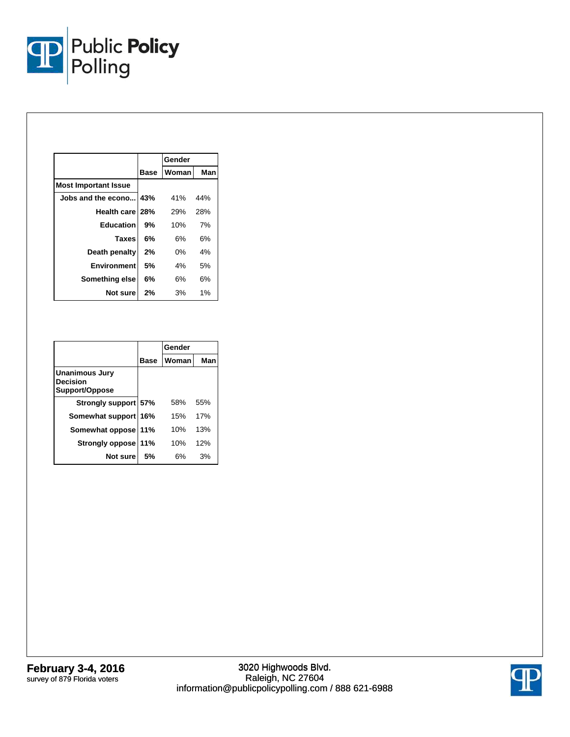| | Base | Gender | |
|---|---|---|---|
| | | Woman | Man |
| **Most Important Issue** | | | |
| Jobs and the econo... | 43% | 41% | 44% |
| Health care | 28% | 29% | 28% |
| Education | 9% | 10% | 7% |
| Taxes | 6% | 6% | 6% |
| Death penalty | 2% | 0% | 4% |
| Environment | 5% | 4% | 5% |
| Something else | 6% | 6% | 6% |
| Not sure | 2% | 3% | 1% |

| | Base | Gender | |
|---|---|---|---|
| | | Woman | Man |
| **Unanimous Jury Decision Support/Oppose** | | | |
| Strongly support | 57% | 58% | 55% |
| Somewhat support | 16% | 15% | 17% |
| Somewhat oppose | 11% | 10% | 13% |
| Strongly oppose | 11% | 10% | 12% |
| Not sure | 5% | 6% | 3% |

**February 3-4, 2016**
survey of 879 Florida voters

3020 Highwoods Blvd.
Raleigh, NC 27604
information@publicpolicypolling.com / 888 621-6988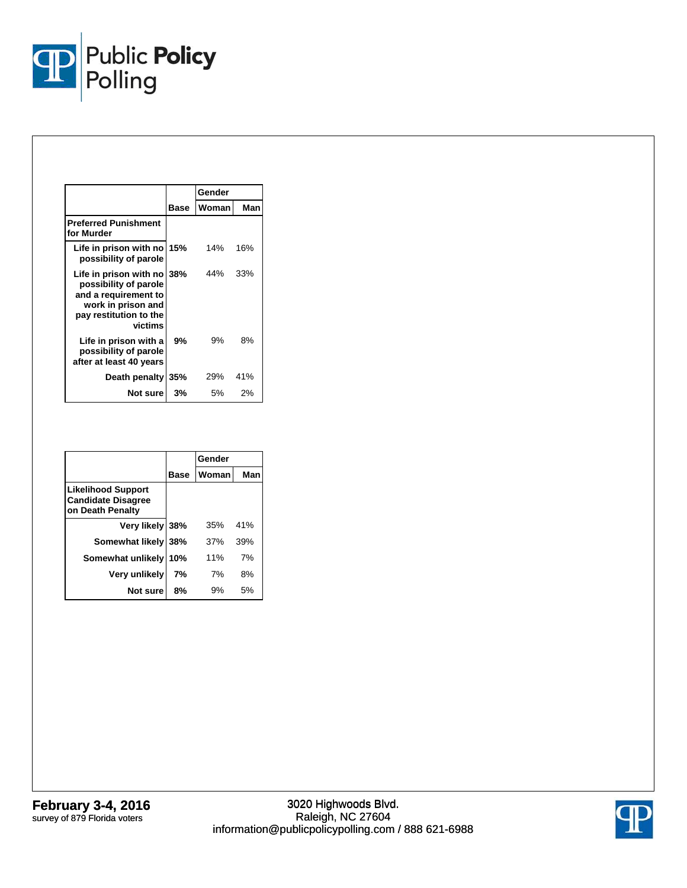| | Base | Gender | |
|---|---|---|---|
| | | Woman | Man |
| **Preferred Punishment for Murder** | | | |
| Life in prison with no possibility of parole | 15% | 14% | 16% |
| Life in prison with no possibility of parole and a requirement to work in prison and pay restitution to the victims | 38% | 44% | 33% |
| Life in prison with a possibility of parole after at least 40 years | 9% | 9% | 8% |
| Death penalty | 35% | 29% | 41% |
| Not sure | 3% | 5% | 2% |

| | Base | Gender | |
|---|---|---|---|
| | | Woman | Man |
| **Likelihood Support Candidate Disagree on Death Penalty** | | | |
| Very likely | 38% | 35% | 41% |
| Somewhat likely | 38% | 37% | 39% |
| Somewhat unlikely | 10% | 11% | 7% |
| Very unlikely | 7% | 7% | 8% |
| Not sure | 8% | 9% | 5% |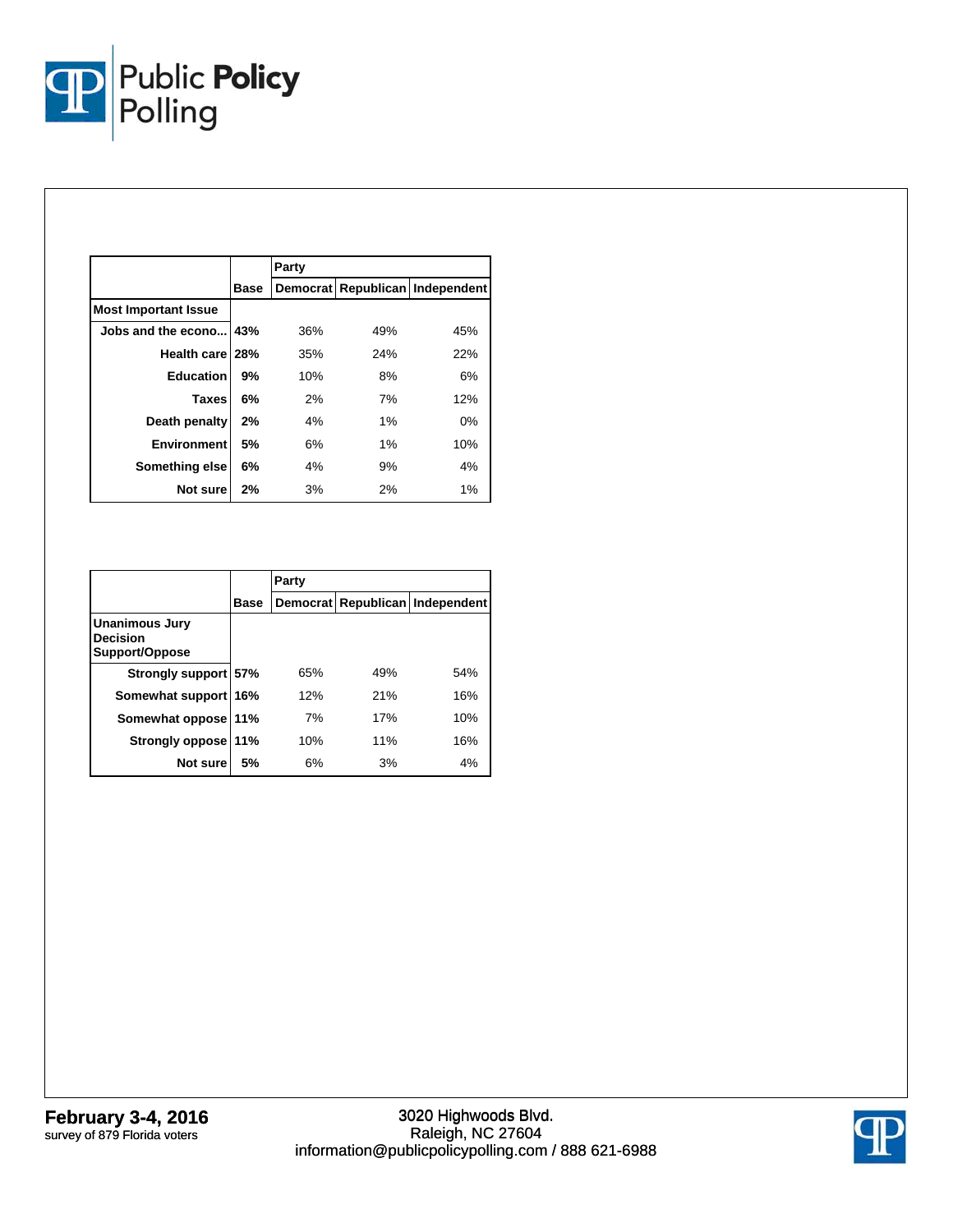| | Base | Party | | |
|---|---|---|---|---|
| | | Democrat | Republican | Independent |
| **Most Important Issue** | | | | |
| Jobs and the econo... | **43%** | 36% | 49% | 45% |
| Health care | **28%** | 35% | 24% | 22% |
| Education | **9%** | 10% | 8% | 6% |
| Taxes | **6%** | 2% | 7% | 12% |
| Death penalty | **2%** | 4% | 1% | 0% |
| Environment | **5%** | 6% | 1% | 10% |
| Something else | **6%** | 4% | 9% | 4% |
| Not sure | **2%** | 3% | 2% | 1% |

| | Base | Party | | |
|---|---|---|---|---|
| | | Democrat | Republican | Independent |
| **Unanimous Jury Decision Support/Oppose** | | | | |
| Strongly support | **57%** | 65% | 49% | 54% |
| Somewhat support | **16%** | 12% | 21% | 16% |
| Somewhat oppose | **11%** | 7% | 17% | 10% |
| Strongly oppose | **11%** | 10% | 11% | 16% |
| Not sure | **5%** | 6% | 3% | 4% |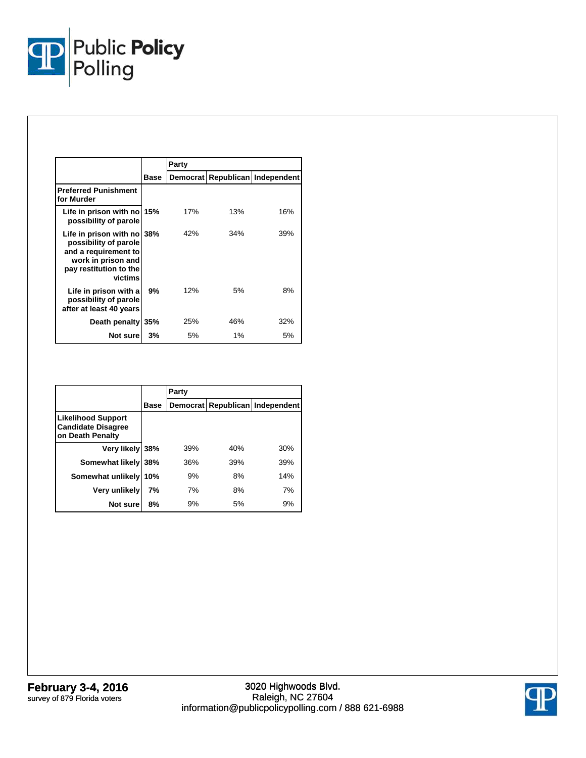| | Base | Party | | |
|---|---|---|---|---|
| | | Democrat | Republican | Independent |
| **Preferred Punishment for Murder** | | | | |
| Life in prison with no possibility of parole | 15% | 17% | 13% | 16% |
| Life in prison with no possibility of parole and a requirement to work in prison and pay restitution to the victims | 38% | 42% | 34% | 39% |
| Life in prison with a possibility of parole after at least 40 years | 9% | 12% | 5% | 8% |
| Death penalty | 35% | 25% | 46% | 32% |
| Not sure | 3% | 5% | 1% | 5% |

| | Base | Party | | |
|---|---|---|---|---|
| | | Democrat | Republican | Independent |
| **Likelihood Support Candidate Disagree on Death Penalty** | | | | |
| Very likely | 38% | 39% | 40% | 30% |
| Somewhat likely | 38% | 36% | 39% | 39% |
| Somewhat unlikely | 10% | 9% | 8% | 14% |
| Very unlikely | 7% | 7% | 8% | 7% |
| Not sure | 8% | 9% | 5% | 9% |

**February 3-4, 2016**
survey of 879 Florida voters

3020 Highwoods Blvd.
Raleigh, NC 27604
information@publicpolicypolling.com / 888 621-6988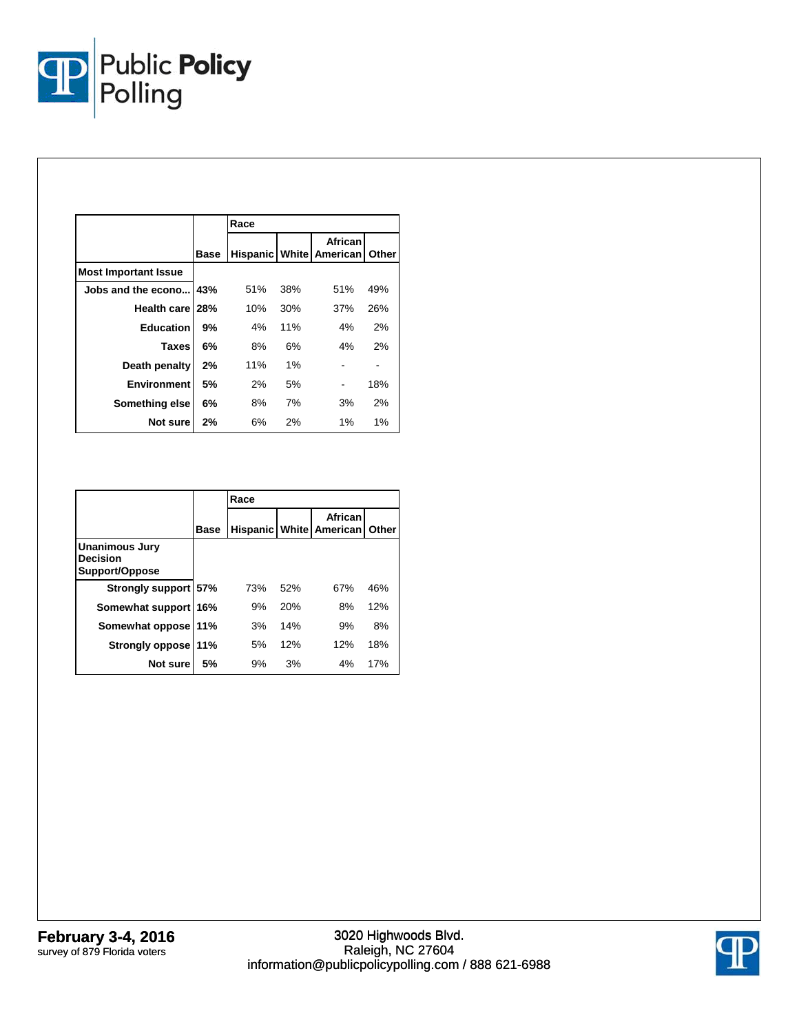| | Base | Race | | | |
|---|---|---|---|---|---|
| | | Hispanic | White | African American | Other |
| **Most Important Issue** | | | | | |
| Jobs and the econo... | 43% | 51% | 38% | 51% | 49% |
| Health care | 28% | 10% | 30% | 37% | 26% |
| Education | 9% | 4% | 11% | 4% | 2% |
| Taxes | 6% | 8% | 6% | 4% | 2% |
| Death penalty | 2% | 11% | 1% | - | - |
| Environment | 5% | 2% | 5% | - | 18% |
| Something else | 6% | 8% | 7% | 3% | 2% |
| Not sure | 2% | 6% | 2% | 1% | 1% |

| | Base | Race | | | |
|---|---|---|---|---|---|
| | | Hispanic | White | African American | Other |
| **Unanimous Jury Decision Support/Oppose** | | | | | |
| Strongly support | 57% | 73% | 52% | 67% | 46% |
| Somewhat support | 16% | 9% | 20% | 8% | 12% |
| Somewhat oppose | 11% | 3% | 14% | 9% | 8% |
| Strongly oppose | 11% | 5% | 12% | 12% | 18% |
| Not sure | 5% | 9% | 3% | 4% | 17% |

**February 3-4, 2016**
survey of 879 Florida voters

3020 Highwoods Blvd.
Raleigh, NC 27604
information@publicpolicypolling.com / 888 621-6988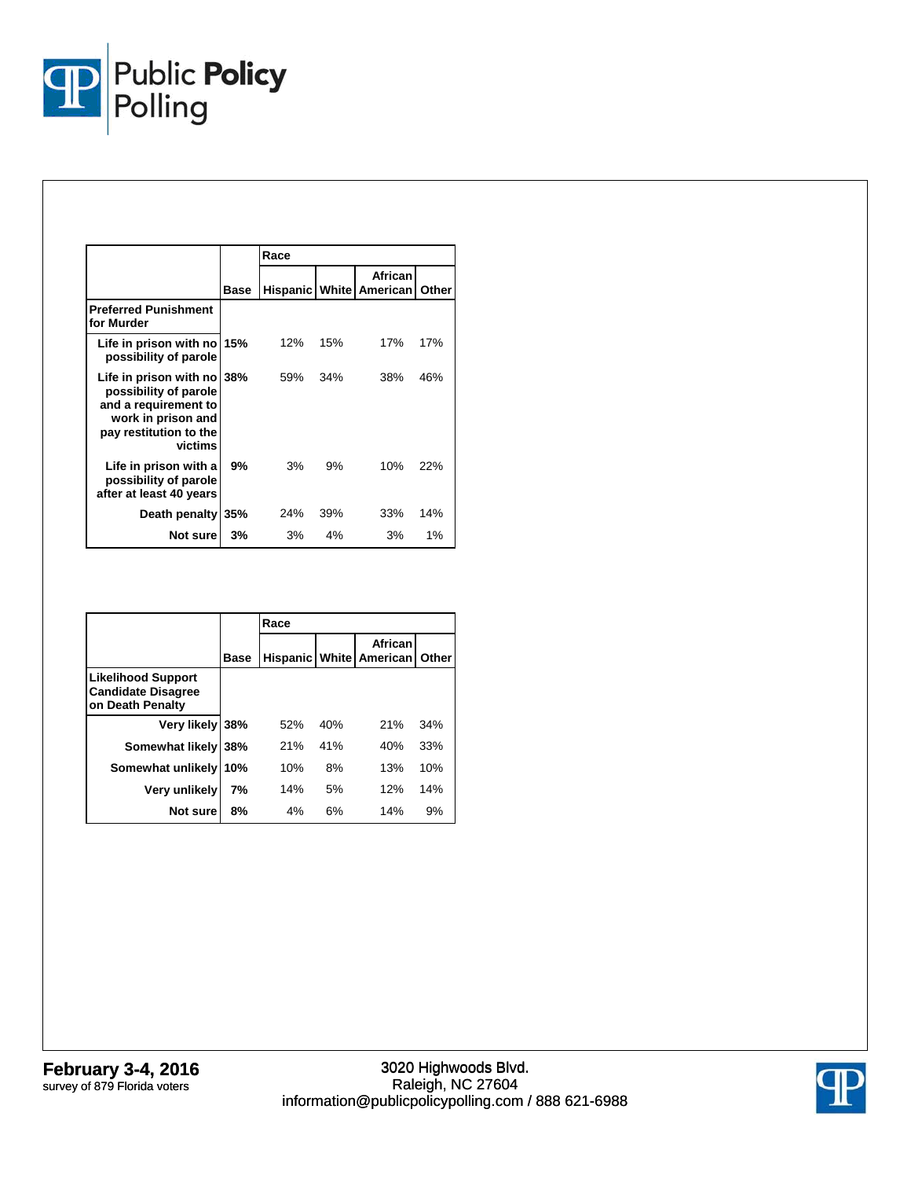| | Base | Race | | | |
|---|---|---|---|---|---|
| | | Hispanic | White | African American | Other |
| **Preferred Punishment for Murder** | | | | | |
| Life in prison with no possibility of parole | 15% | 12% | 15% | 17% | 17% |
| Life in prison with no possibility of parole and a requirement to work in prison and pay restitution to the victims | 38% | 59% | 34% | 38% | 46% |
| Life in prison with a possibility of parole after at least 40 years | 9% | 3% | 9% | 10% | 22% |
| Death penalty | 35% | 24% | 39% | 33% | 14% |
| Not sure | 3% | 3% | 4% | 3% | 1% |

| | Base | Race | | | |
|---|---|---|---|---|---|
| | | Hispanic | White | African American | Other |
| **Likelihood Support Candidate Disagree on Death Penalty** | | | | | |
| Very likely | 38% | 52% | 40% | 21% | 34% |
| Somewhat likely | 38% | 21% | 41% | 40% | 33% |
| Somewhat unlikely | 10% | 10% | 8% | 13% | 10% |
| Very unlikely | 7% | 14% | 5% | 12% | 14% |
| Not sure | 8% | 4% | 6% | 14% | 9% |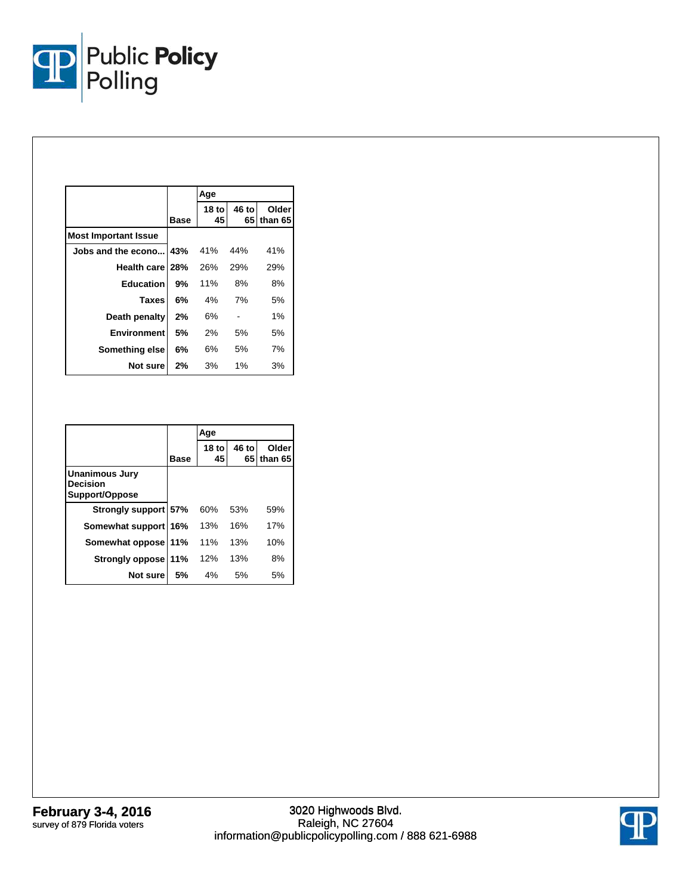| | Base | Age | | |
|---|---|---|---|---|
| | | 18 to 45 | 46 to 65 | Older than 65 |
| **Most Important Issue** | | | | |
| Jobs and the econo... | 43% | 41% | 44% | 41% |
| Health care | 28% | 26% | 29% | 29% |
| Education | 9% | 11% | 8% | 8% |
| Taxes | 6% | 4% | 7% | 5% |
| Death penalty | 2% | 6% | - | 1% |
| Environment | 5% | 2% | 5% | 5% |
| Something else | 6% | 6% | 5% | 7% |
| Not sure | 2% | 3% | 1% | 3% |

| | Base | Age | | |
|---|---|---|---|---|
| | | 18 to 45 | 46 to 65 | Older than 65 |
| **Unanimous Jury Decision Support/Oppose** | | | | |
| Strongly support | 57% | 60% | 53% | 59% |
| Somewhat support | 16% | 13% | 16% | 17% |
| Somewhat oppose | 11% | 11% | 13% | 10% |
| Strongly oppose | 11% | 12% | 13% | 8% |
| Not sure | 5% | 4% | 5% | 5% |

**February 3-4, 2016**
survey of 879 Florida voters

3020 Highwoods Blvd.
Raleigh, NC 27604
information@publicpolicypolling.com / 888 621-6988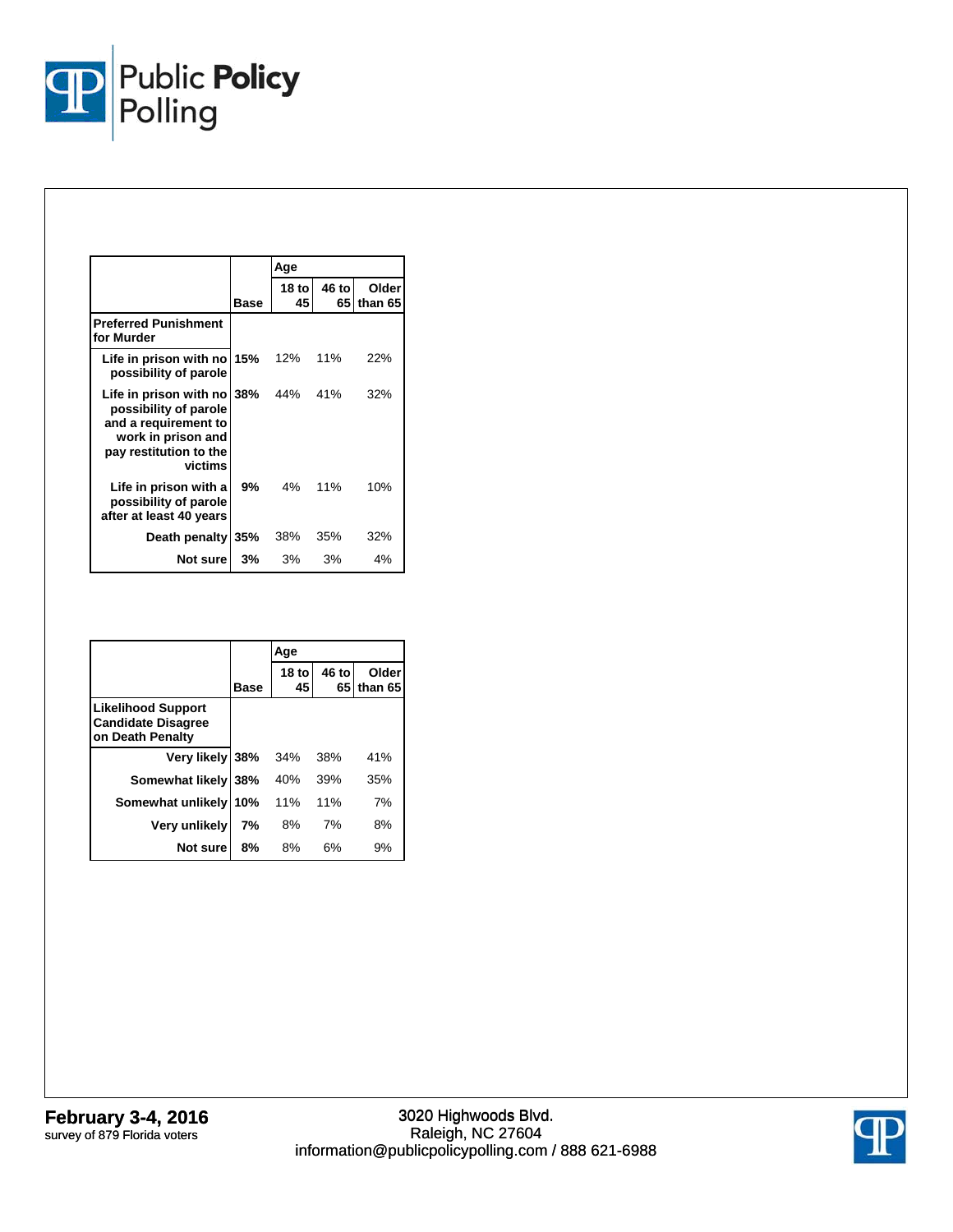| | Base | Age | | |
|---|---|---|---|---|
| | | 18 to 45 | 46 to 65 | Older than 65 |
| **Preferred Punishment for Murder** | | | | |
| Life in prison with no possibility of parole | 15% | 12% | 11% | 22% |
| Life in prison with no possibility of parole and a requirement to work in prison and pay restitution to the victims | 38% | 44% | 41% | 32% |
| Life in prison with a possibility of parole after at least 40 years | 9% | 4% | 11% | 10% |
| Death penalty | 35% | 38% | 35% | 32% |
| Not sure | 3% | 3% | 3% | 4% |

| | Base | Age | | |
|---|---|---|---|---|
| | | 18 to 45 | 46 to 65 | Older than 65 |
| **Likelihood Support Candidate Disagree on Death Penalty** | | | | |
| Very likely | 38% | 34% | 38% | 41% |
| Somewhat likely | 38% | 40% | 39% | 35% |
| Somewhat unlikely | 10% | 11% | 11% | 7% |
| Very unlikely | 7% | 8% | 7% | 8% |
| Not sure | 8% | 8% | 6% | 9% |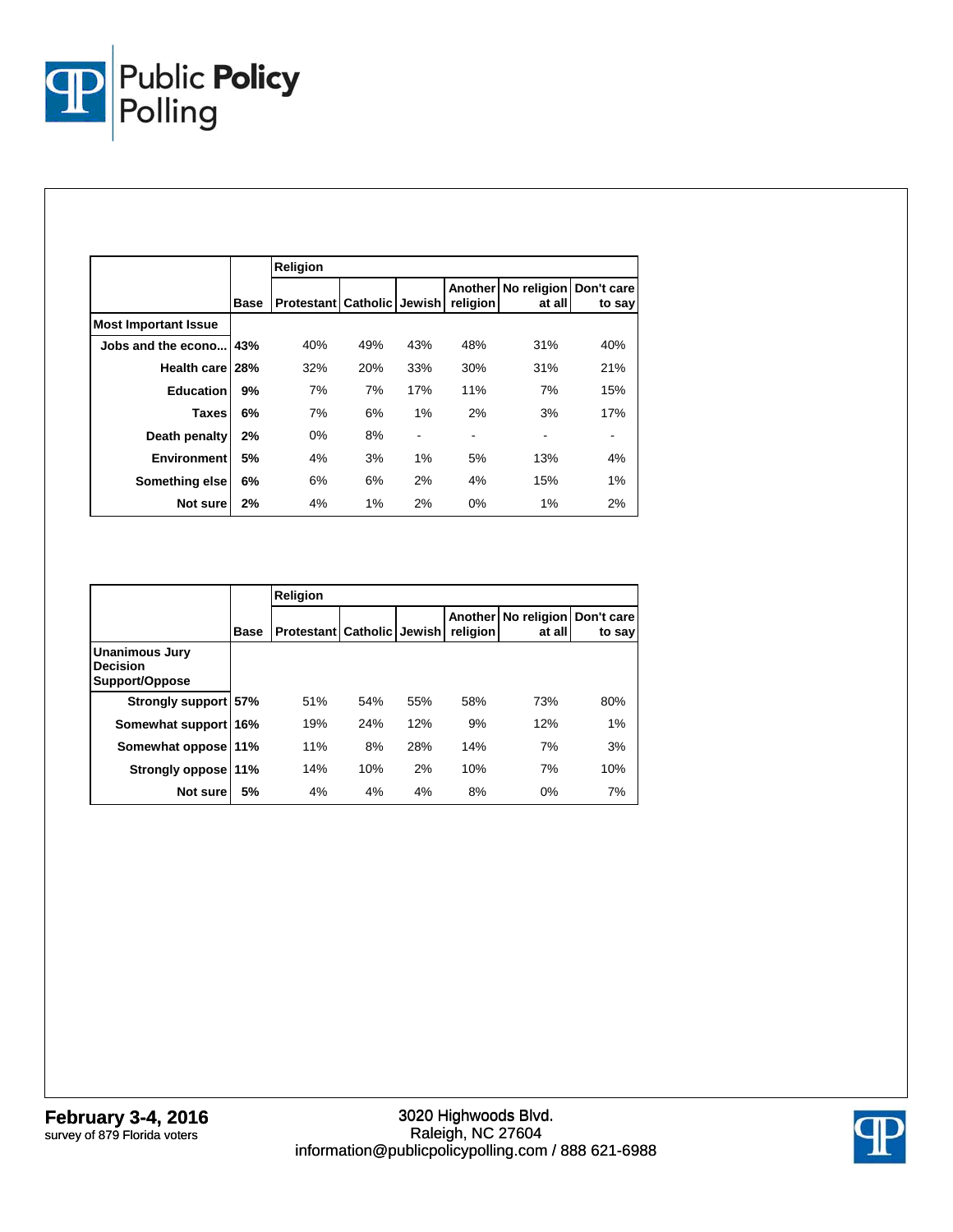| | Base | Religion | | | | | |
|---|---|---|---|---|---|---|---|
| | | Protestant | Catholic | Jewish | Another religion | No religion at all | Don't care to say |
| **Most Important Issue** | | | | | | | |
| Jobs and the econo... | 43% | 40% | 49% | 43% | 48% | 31% | 40% |
| Health care | 28% | 32% | 20% | 33% | 30% | 31% | 21% |
| Education | 9% | 7% | 7% | 17% | 11% | 7% | 15% |
| Taxes | 6% | 7% | 6% | 1% | 2% | 3% | 17% |
| Death penalty | 2% | 0% | 8% | - | - | - | - |
| Environment | 5% | 4% | 3% | 1% | 5% | 13% | 4% |
| Something else | 6% | 6% | 6% | 2% | 4% | 15% | 1% |
| Not sure | 2% | 4% | 1% | 2% | 0% | 1% | 2% |

| | Base | Religion | | | | | |
|---|---|---|---|---|---|---|---|
| | | Protestant | Catholic | Jewish | Another religion | No religion at all | Don't care to say |
| **Unanimous Jury Decision Support/Oppose** | | | | | | | |
| Strongly support | 57% | 51% | 54% | 55% | 58% | 73% | 80% |
| Somewhat support | 16% | 19% | 24% | 12% | 9% | 12% | 1% |
| Somewhat oppose | 11% | 11% | 8% | 28% | 14% | 7% | 3% |
| Strongly oppose | 11% | 14% | 10% | 2% | 10% | 7% | 10% |
| Not sure | 5% | 4% | 4% | 4% | 8% | 0% | 7% |

**February 3-4, 2016**
survey of 879 Florida voters

3020 Highwoods Blvd.
Raleigh, NC 27604
information@publicpolicypolling.com / 888 621-6988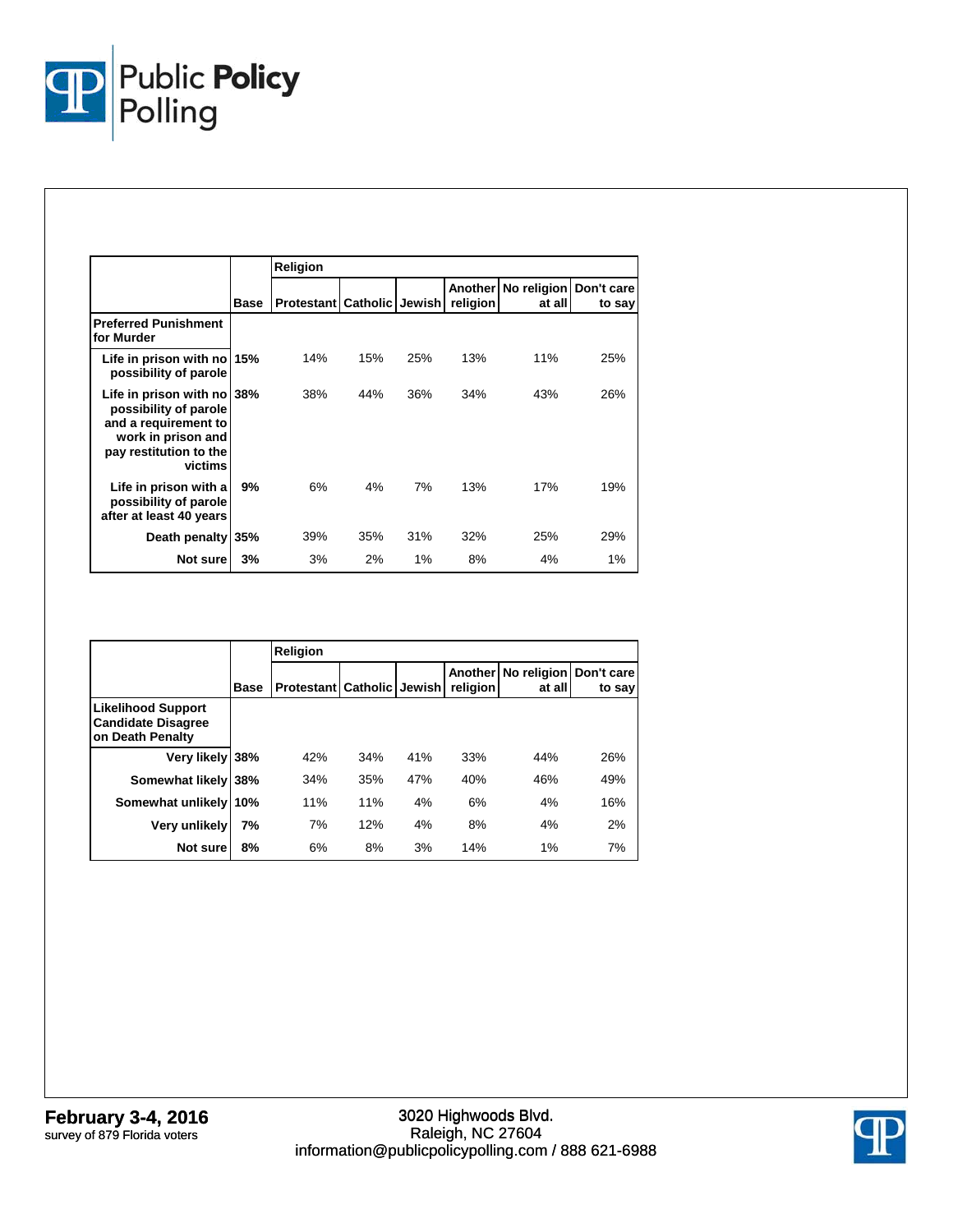| | Base | Religion | | | | | |
|---|---|---|---|---|---|---|---|
| | | Protestant | Catholic | Jewish | Another religion | No religion at all | Don't care to say |
| **Preferred Punishment for Murder** | | | | | | | |
| Life in prison with no possibility of parole | 15% | 14% | 15% | 25% | 13% | 11% | 25% |
| Life in prison with no possibility of parole and a requirement to work in prison and pay restitution to the victims | 38% | 38% | 44% | 36% | 34% | 43% | 26% |
| Life in prison with a possibility of parole after at least 40 years | 9% | 6% | 4% | 7% | 13% | 17% | 19% |
| Death penalty | 35% | 39% | 35% | 31% | 32% | 25% | 29% |
| Not sure | 3% | 3% | 2% | 1% | 8% | 4% | 1% |

| | Base | Religion | | | | | |
|---|---|---|---|---|---|---|---|
| | | Protestant | Catholic | Jewish | Another religion | No religion at all | Don't care to say |
| **Likelihood Support Candidate Disagree on Death Penalty** | | | | | | | |
| Very likely | 38% | 42% | 34% | 41% | 33% | 44% | 26% |
| Somewhat likely | 38% | 34% | 35% | 47% | 40% | 46% | 49% |
| Somewhat unlikely | 10% | 11% | 11% | 4% | 6% | 4% | 16% |
| Very unlikely | 7% | 7% | 12% | 4% | 8% | 4% | 2% |
| Not sure | 8% | 6% | 8% | 3% | 14% | 1% | 7% |

**February 3-4, 2016**
survey of 879 Florida voters

3020 Highwoods Blvd.
Raleigh, NC 27604
information@publicpolicypolling.com / 888 621-6988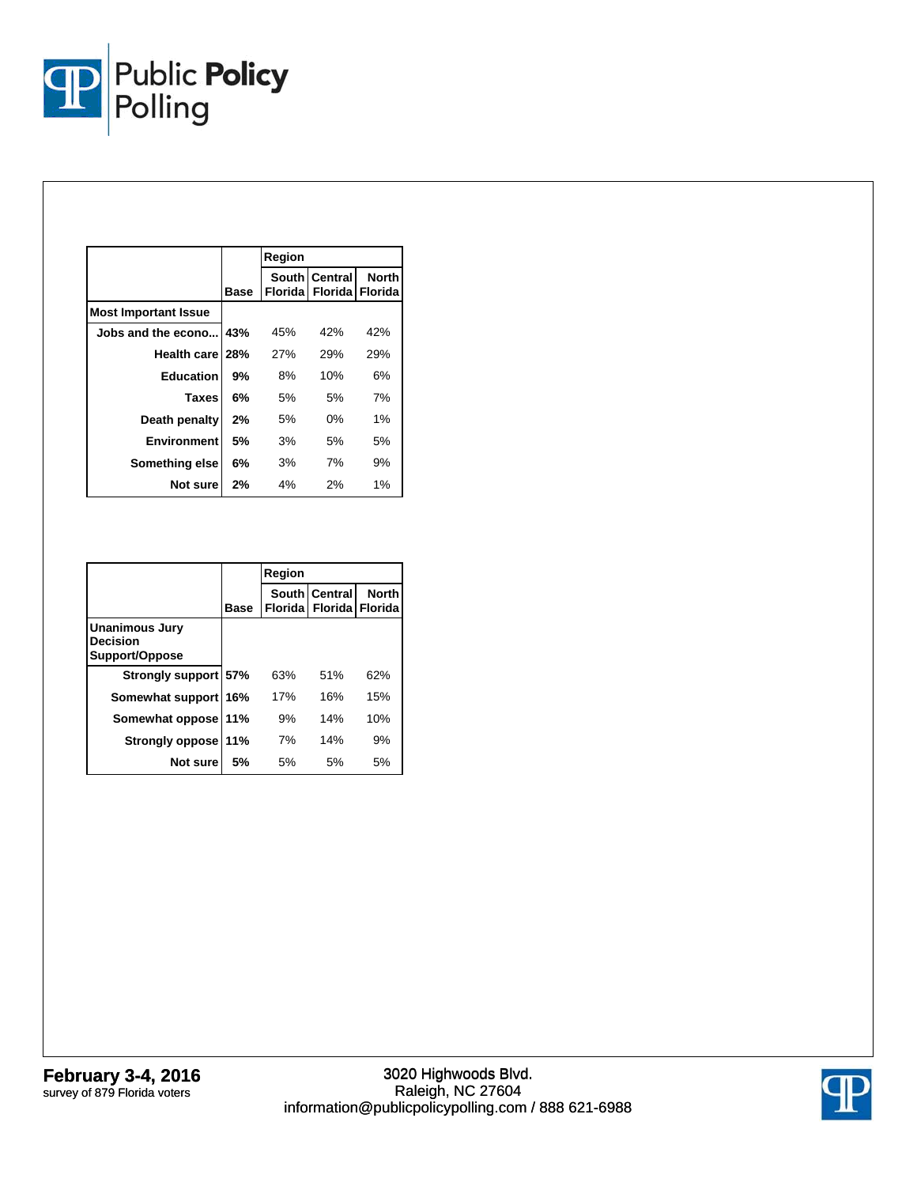| | Base | Region | | |
|---|---|---|---|---|
| | | South Florida | Central Florida | North Florida |
| **Most Important Issue** | | | | |
| Jobs and the econo... | 43% | 45% | 42% | 42% |
| Health care | 28% | 27% | 29% | 29% |
| Education | 9% | 8% | 10% | 6% |
| Taxes | 6% | 5% | 5% | 7% |
| Death penalty | 2% | 5% | 0% | 1% |
| Environment | 5% | 3% | 5% | 5% |
| Something else | 6% | 3% | 7% | 9% |
| Not sure | 2% | 4% | 2% | 1% |

| | Base | Region | | |
|---|---|---|---|---|
| | | South Florida | Central Florida | North Florida |
| **Unanimous Jury Decision Support/Oppose** | | | | |
| Strongly support | 57% | 63% | 51% | 62% |
| Somewhat support | 16% | 17% | 16% | 15% |
| Somewhat oppose | 11% | 9% | 14% | 10% |
| Strongly oppose | 11% | 7% | 14% | 9% |
| Not sure | 5% | 5% | 5% | 5% |

**February 3-4, 2016**
survey of 879 Florida voters

3020 Highwoods Blvd.
Raleigh, NC 27604
information@publicpolicypolling.com / 888 621-6988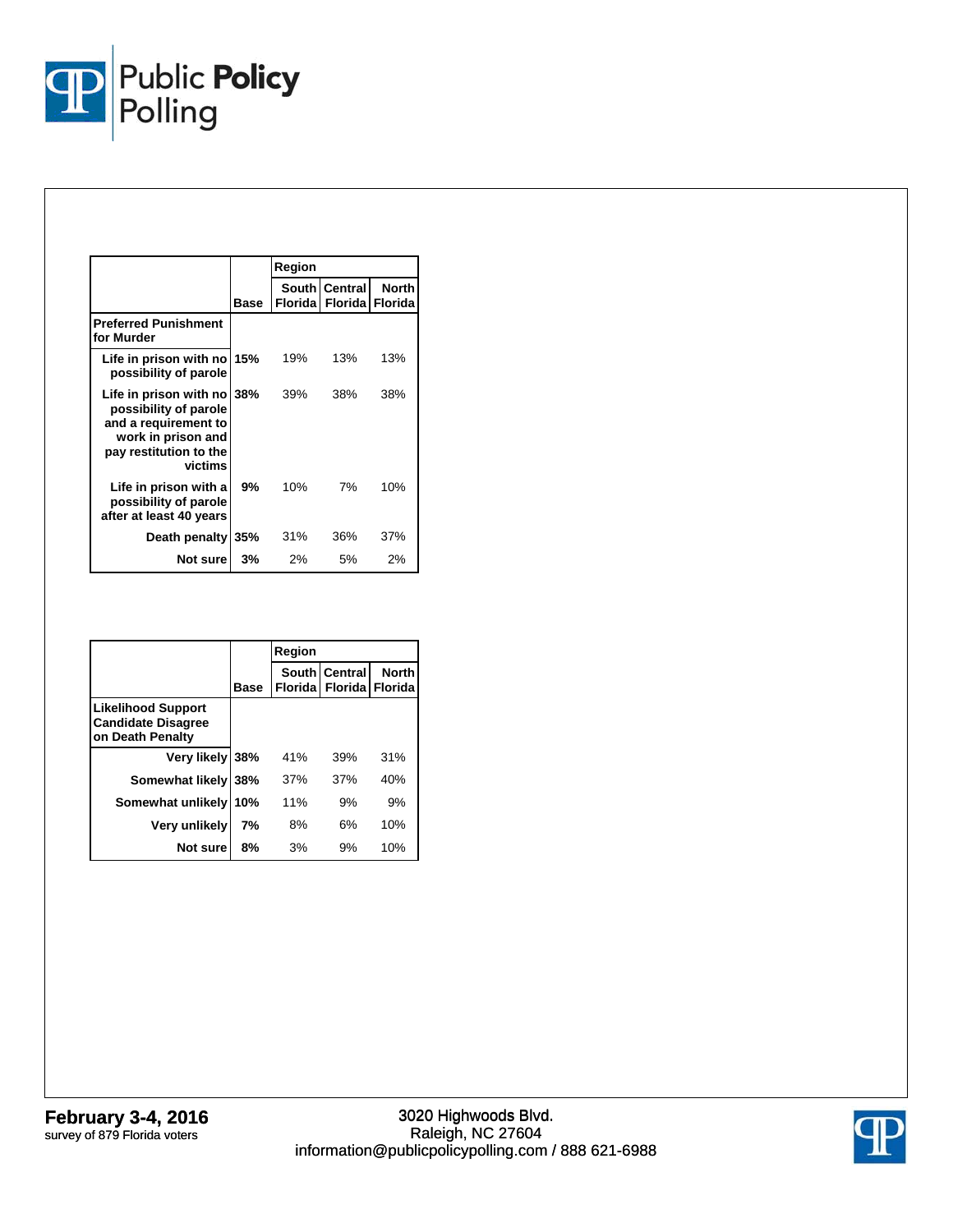| | Base | Region | | |
|---|---|---|---|---|
| | | South Florida | Central Florida | North Florida |
| **Preferred Punishment for Murder** | | | | |
| Life in prison with no possibility of parole | 15% | 19% | 13% | 13% |
| Life in prison with no possibility of parole and a requirement to work in prison and pay restitution to the victims | 38% | 39% | 38% | 38% |
| Life in prison with a possibility of parole after at least 40 years | 9% | 10% | 7% | 10% |
| Death penalty | 35% | 31% | 36% | 37% |
| Not sure | 3% | 2% | 5% | 2% |

| | Base | Region | | |
|---|---|---|---|---|
| | | South Florida | Central Florida | North Florida |
| **Likelihood Support Candidate Disagree on Death Penalty** | | | | |
| Very likely | 38% | 41% | 39% | 31% |
| Somewhat likely | 38% | 37% | 37% | 40% |
| Somewhat unlikely | 10% | 11% | 9% | 9% |
| Very unlikely | 7% | 8% | 6% | 10% |
| Not sure | 8% | 3% | 9% | 10% |